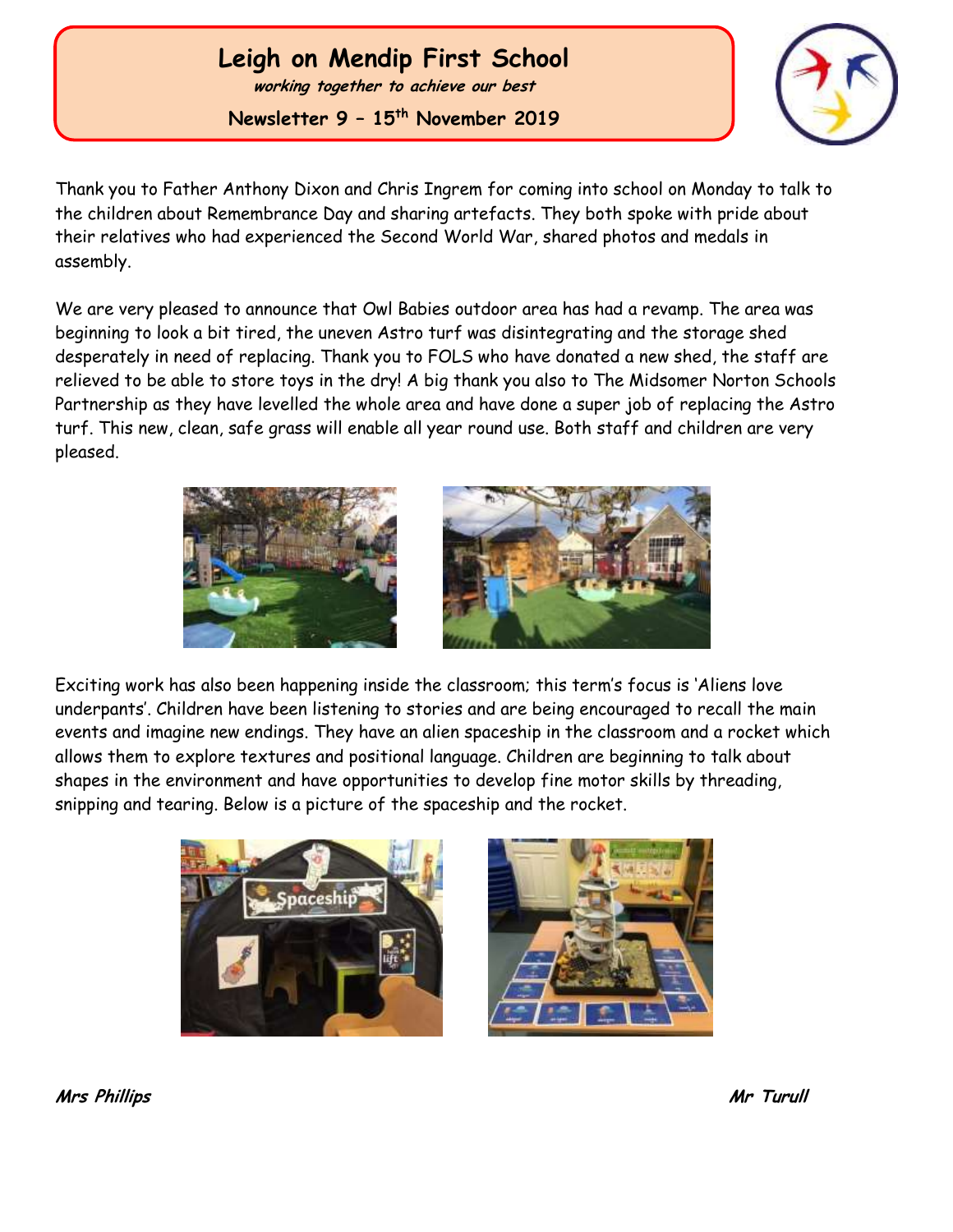# Leigh on Mendip First School

***working together to achieve our best***

**Newsletter 9 – 15th November 2019**

Thank you to Father Anthony Dixon and Chris Ingrem for coming into school on Monday to talk to the children about Remembrance Day and sharing artefacts. They both spoke with pride about their relatives who had experienced the Second World War, shared photos and medals in assembly.

We are very pleased to announce that Owl Babies outdoor area has had a revamp. The area was beginning to look a bit tired, the uneven Astro turf was disintegrating and the storage shed desperately in need of replacing. Thank you to FOLS who have donated a new shed, the staff are relieved to be able to store toys in the dry! A big thank you also to The Midsomer Norton Schools Partnership as they have levelled the whole area and have done a super job of replacing the Astro turf. This new, clean, safe grass will enable all year round use. Both staff and children are very pleased.

Exciting work has also been happening inside the classroom; this term's focus is 'Aliens love underpants'. Children have been listening to stories and are being encouraged to recall the main events and imagine new endings. They have an alien spaceship in the classroom and a rocket which allows them to explore textures and positional language. Children are beginning to talk about shapes in the environment and have opportunities to develop fine motor skills by threading, snipping and tearing. Below is a picture of the spaceship and the rocket.

***Mrs Phillips*** ***Mr Turull***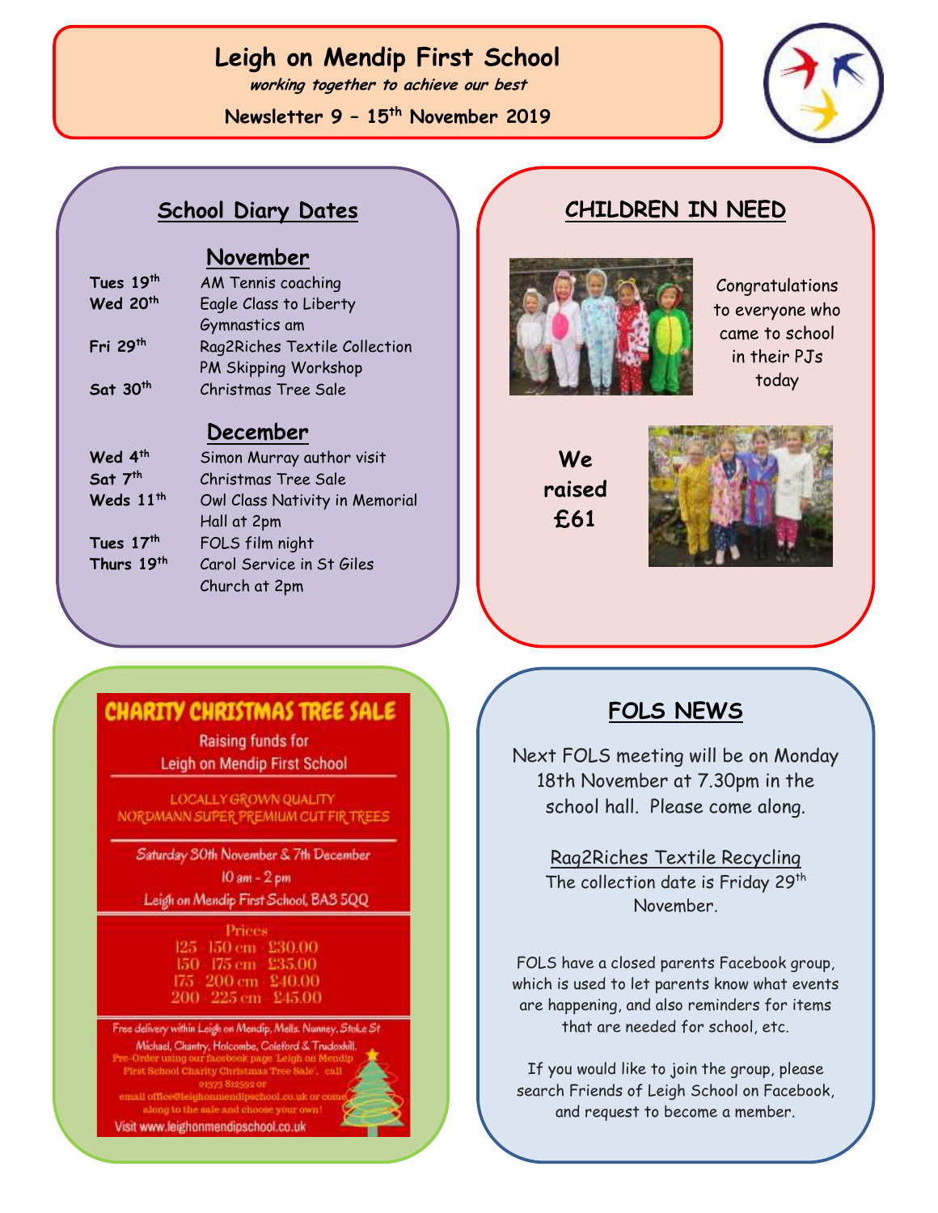# Leigh on Mendip First School

***working together to achieve our best***

**Newsletter 9 – 15th November 2019**

## School Diary Dates

### November

| | |
|---|---|
| **Tues 19th** | AM Tennis coaching |
| **Wed 20th** | Eagle Class to Liberty<br>Gymnastics am |
| **Fri 29th** | Rag2Riches Textile Collection<br>PM Skipping Workshop |
| **Sat 30th** | Christmas Tree Sale |

### December

| | |
|---|---|
| **Wed 4th** | Simon Murray author visit |
| **Sat 7th** | Christmas Tree Sale |
| **Weds 11th** | Owl Class Nativity in Memorial Hall at 2pm |
| **Tues 17th** | FOLS film night |
| **Thurs 19th** | Carol Service in St Giles Church at 2pm |

## CHILDREN IN NEED

Congratulations to everyone who came to school in their PJs today

**We raised £61**

## CHARITY CHRISTMAS TREE SALE

Raising funds for Leigh on Mendip First School

LOCALLY GROWN QUALITY NORDMANN SUPER PREMIUM CUT FIR TREES

Saturday 30th November & 7th December
10 am - 2 pm
Leigh on Mendip First School, BA3 5QQ

Prices
125 - 150 cm - £30.00
150 - 175 cm - £35.00
175 - 200 cm - £40.00
200 - 225 cm - £45.00

Free delivery within Leigh on Mendip, Mells, Nunney, Stoke St Michael, Chantry, Holcombe, Coleford & Trudoxhill.
Pre-Order using our facebook page 'Leigh on Mendip First School Charity Christmas Tree Sale', call 01373 812592 or email office@leighonmendipschool.co.uk or come along to the sale and choose your own!

Visit www.leighonmendipschool.co.uk

## FOLS NEWS

Next FOLS meeting will be on Monday 18th November at 7.30pm in the school hall. Please come along.

Rag2Riches Textile Recycling
The collection date is Friday 29th November.

FOLS have a closed parents Facebook group, which is used to let parents know what events are happening, and also reminders for items that are needed for school, etc.

If you would like to join the group, please search Friends of Leigh School on Facebook, and request to become a member.